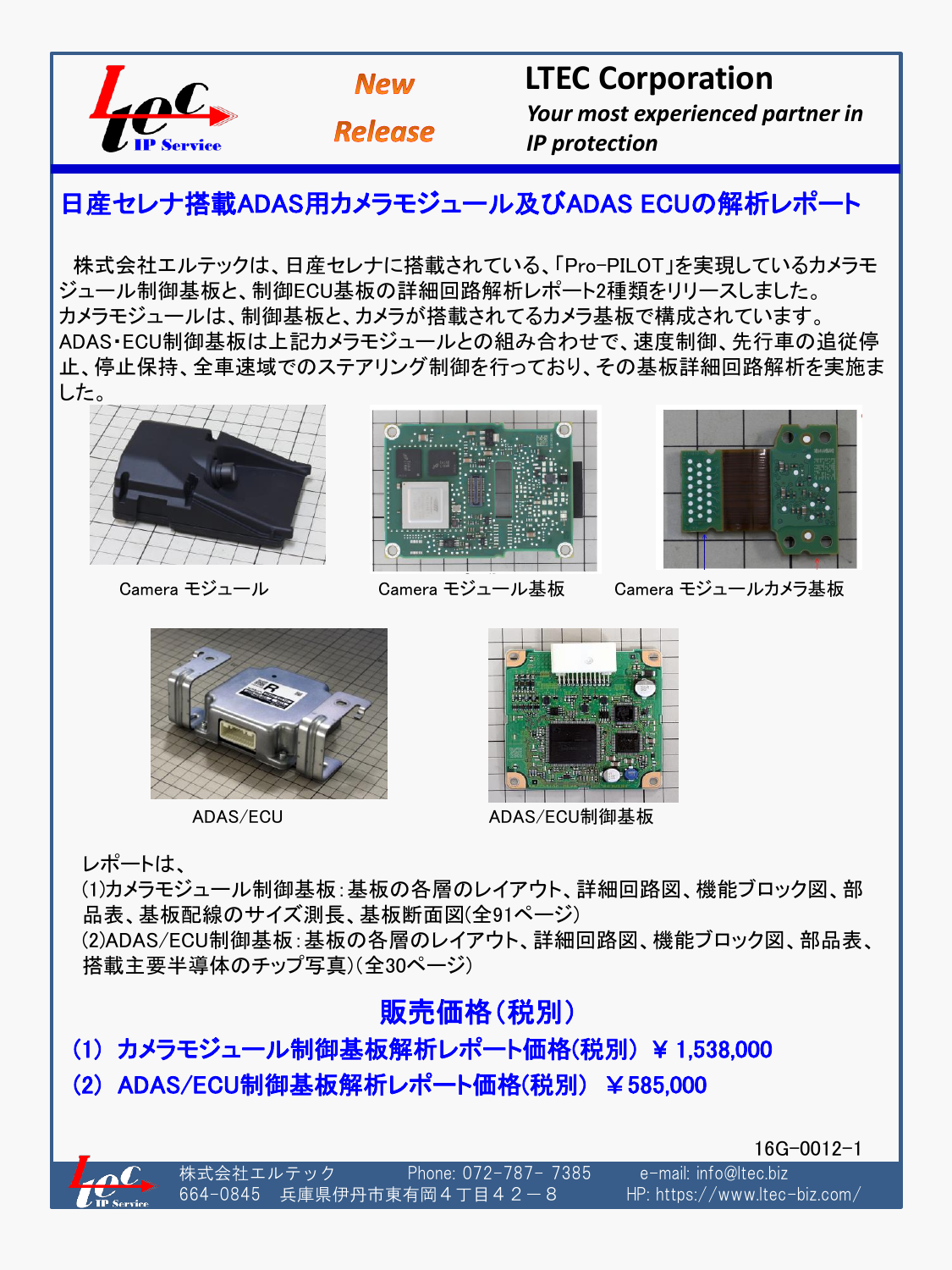**New Release**

# LTEC Corporation

*Your most experienced partner in IP protection*

## 日産セレナ搭載ADAS用カメラモジュール及びADAS ECUの解析レポート

株式会社エルテックは、日産セレナに搭載されている、「Pro-PILOT」を実現しているカメラモジュール制御基板と、制御ECU基板の詳細回路解析レポート2種類をリリースしました。
カメラモジュールは、制御基板と、カメラが搭載されてるカメラ基板で構成されています。
ADAS・ECU制御基板は上記カメラモジュールとの組み合わせで、速度制御、先行車の追従停止、停止保持、全車速域でのステアリング制御を行っており、その基板詳細回路解析を実施ました。

Camera モジュール

Camera モジュール基板

Camera モジュールカメラ基板

ADAS/ECU

ADAS/ECU制御基板

レポートは、
(1)カメラモジュール制御基板：基板の各層のレイアウト、詳細回路図、機能ブロック図、部品表、基板配線のサイズ測長、基板断面図(全91ページ)
(2)ADAS/ECU制御基板：基板の各層のレイアウト、詳細回路図、機能ブロック図、部品表、搭載主要半導体のチップ写真)(全30ページ)

## 販売価格（税別）

**(1) カメラモジュール制御基板解析レポート価格(税別) ￥1,538,000**

**(2) ADAS/ECU制御基板解析レポート価格(税別) ￥585,000**

16G-0012-1

株式会社エルテック　Phone: 072-787- 7385　e-mail: info@ltec.biz
664-0845　兵庫県伊丹市東有岡４丁目４２－８　HP: https://www.ltec-biz.com/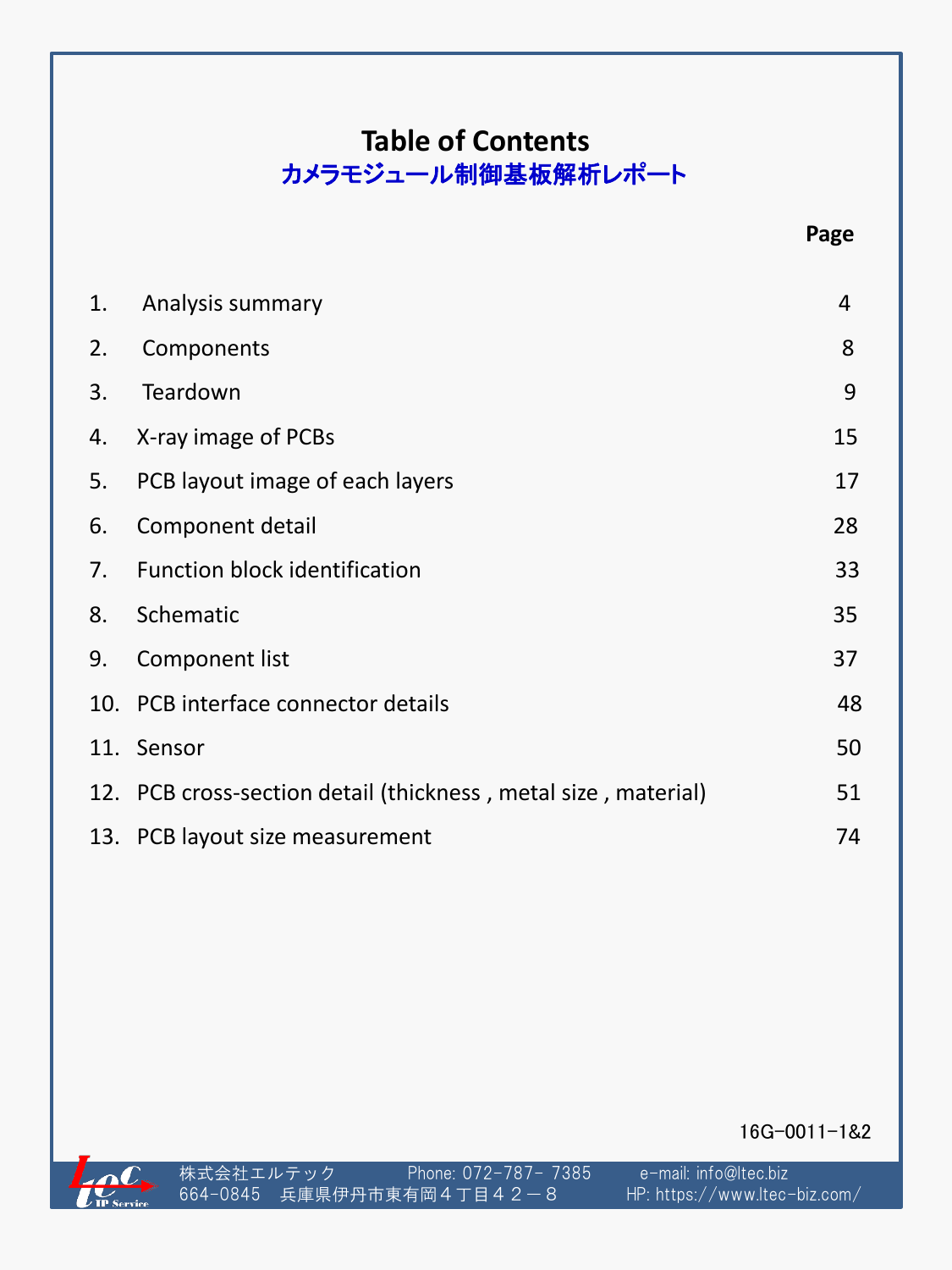# Table of Contents

## カメラモジュール制御基板解析レポート

| | | Page |
|---|---|---|
| 1. | Analysis summary | 4 |
| 2. | Components | 8 |
| 3. | Teardown | 9 |
| 4. | X-ray image of PCBs | 15 |
| 5. | PCB layout image of each layers | 17 |
| 6. | Component detail | 28 |
| 7. | Function block identification | 33 |
| 8. | Schematic | 35 |
| 9. | Component list | 37 |
| 10. | PCB interface connector details | 48 |
| 11. | Sensor | 50 |
| 12. | PCB cross-section detail (thickness , metal size , material) | 51 |
| 13. | PCB layout size measurement | 74 |

16G-0011-1&2

株式会社エルテック　Phone: 072-787- 7385　e-mail: info@ltec.biz
664-0845　兵庫県伊丹市東有岡４丁目４２－８　HP: https://www.ltec-biz.com/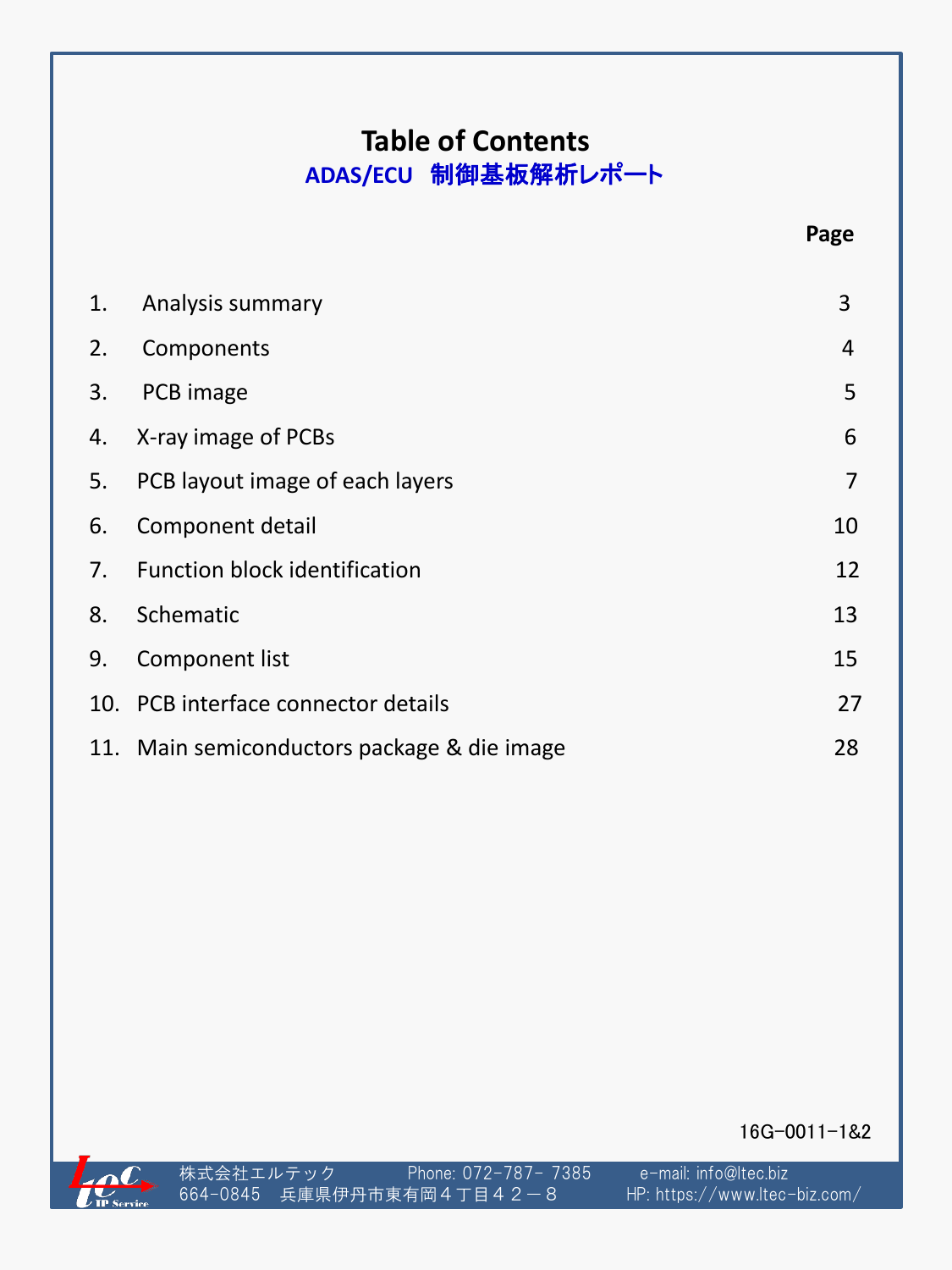# Table of Contents

## ADAS/ECU　制御基板解析レポート

| | | Page |
|---|---|---|
| 1. | Analysis summary | 3 |
| 2. | Components | 4 |
| 3. | PCB image | 5 |
| 4. | X-ray image of PCBs | 6 |
| 5. | PCB layout image of each layers | 7 |
| 6. | Component detail | 10 |
| 7. | Function block identification | 12 |
| 8. | Schematic | 13 |
| 9. | Component list | 15 |
| 10. | PCB interface connector details | 27 |
| 11. | Main semiconductors package & die image | 28 |

16G-0011-1&2

株式会社エルテック　　Phone: 072-787- 7385　　e-mail: info@ltec.biz
664-0845　兵庫県伊丹市東有岡４丁目４２－８　　HP: https://www.ltec-biz.com/